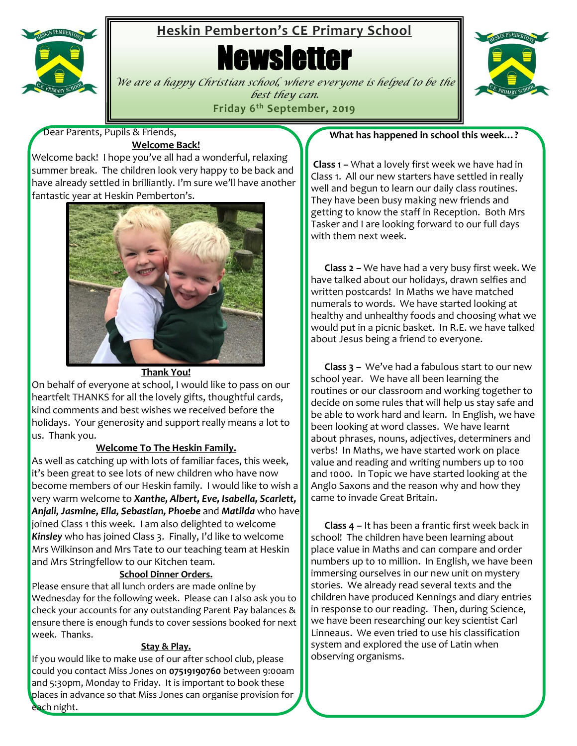# Heskin Pemberton's CE Primary School

# Newsletter

*We are a happy Christian school, where everyone is helped to be the best they can.*

**Friday 6th September, 2019**

Dear Parents, Pupils & Friends,

## Welcome Back!

Welcome back! I hope you've all had a wonderful, relaxing summer break. The children look very happy to be back and have already settled in brilliantly. I'm sure we'll have another fantastic year at Heskin Pemberton's.

## Thank You!

On behalf of everyone at school, I would like to pass on our heartfelt THANKS for all the lovely gifts, thoughtful cards, kind comments and best wishes we received before the holidays. Your generosity and support really means a lot to us. Thank you.

## Welcome To The Heskin Family.

As well as catching up with lots of familiar faces, this week, it's been great to see lots of new children who have now become members of our Heskin family. I would like to wish a very warm welcome to ***Xanthe, Albert, Eve, Isabella, Scarlett, Anjali, Jasmine, Ella, Sebastian, Phoebe*** and ***Matilda*** who have joined Class 1 this week. I am also delighted to welcome ***Kinsley*** who has joined Class 3. Finally, I'd like to welcome Mrs Wilkinson and Mrs Tate to our teaching team at Heskin and Mrs Stringfellow to our Kitchen team.

## School Dinner Orders.

Please ensure that all lunch orders are made online by Wednesday for the following week. Please can I also ask you to check your accounts for any outstanding Parent Pay balances & ensure there is enough funds to cover sessions booked for next week. Thanks.

## Stay & Play.

If you would like to make use of our after school club, please could you contact Miss Jones on **07519190760** between 9:00am and 5:30pm, Monday to Friday. It is important to book these places in advance so that Miss Jones can organise provision for each night.

## What has happened in school this week…?

**Class 1 –** What a lovely first week we have had in Class 1. All our new starters have settled in really well and begun to learn our daily class routines. They have been busy making new friends and getting to know the staff in Reception. Both Mrs Tasker and I are looking forward to our full days with them next week.

**Class 2 –** We have had a very busy first week. We have talked about our holidays, drawn selfies and written postcards! In Maths we have matched numerals to words. We have started looking at healthy and unhealthy foods and choosing what we would put in a picnic basket. In R.E. we have talked about Jesus being a friend to everyone.

**Class 3 –** We've had a fabulous start to our new school year. We have all been learning the routines or our classroom and working together to decide on some rules that will help us stay safe and be able to work hard and learn. In English, we have been looking at word classes. We have learnt about phrases, nouns, adjectives, determiners and verbs! In Maths, we have started work on place value and reading and writing numbers up to 100 and 1000. In Topic we have started looking at the Anglo Saxons and the reason why and how they came to invade Great Britain.

**Class 4 –** It has been a frantic first week back in school! The children have been learning about place value in Maths and can compare and order numbers up to 10 million. In English, we have been immersing ourselves in our new unit on mystery stories. We already read several texts and the children have produced Kennings and diary entries in response to our reading. Then, during Science, we have been researching our key scientist Carl Linneaus. We even tried to use his classification system and explored the use of Latin when observing organisms.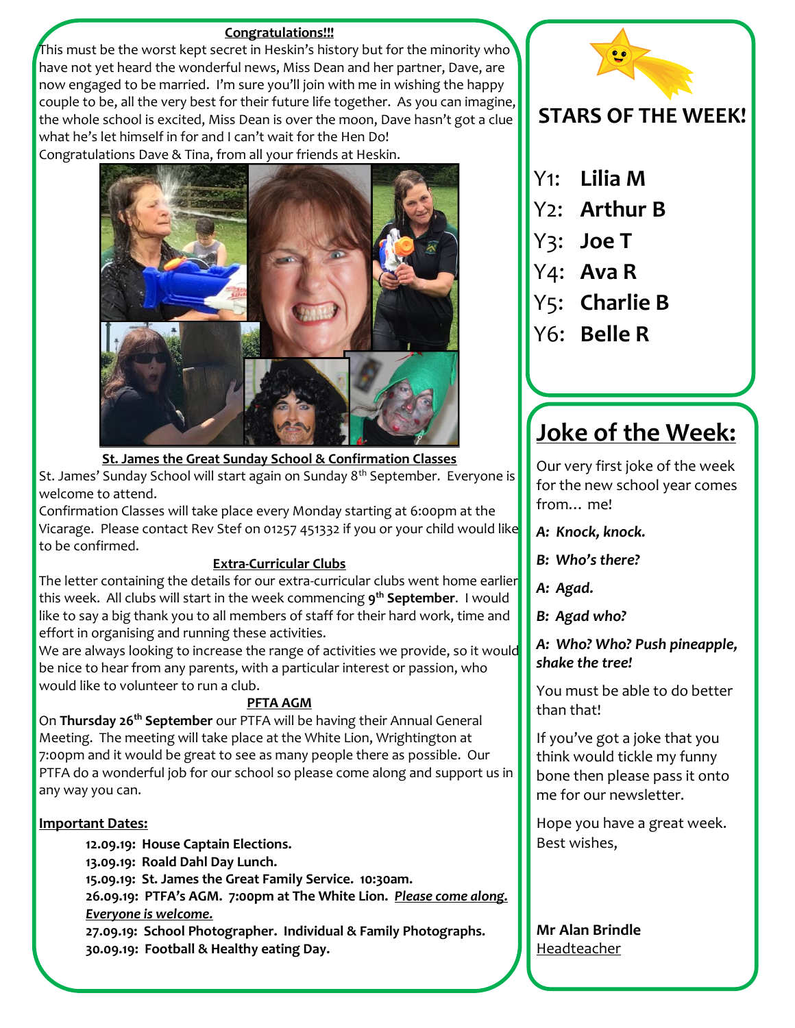## Congratulations!!!

This must be the worst kept secret in Heskin's history but for the minority who have not yet heard the wonderful news, Miss Dean and her partner, Dave, are now engaged to be married. I'm sure you'll join with me in wishing the happy couple to be, all the very best for their future life together. As you can imagine, the whole school is excited, Miss Dean is over the moon, Dave hasn't got a clue what he's let himself in for and I can't wait for the Hen Do!
Congratulations Dave & Tina, from all your friends at Heskin.

## St. James the Great Sunday School & Confirmation Classes

St. James' Sunday School will start again on Sunday 8th September. Everyone is welcome to attend.
Confirmation Classes will take place every Monday starting at 6:00pm at the Vicarage. Please contact Rev Stef on 01257 451332 if you or your child would like to be confirmed.

## Extra-Curricular Clubs

The letter containing the details for our extra-curricular clubs went home earlier this week. All clubs will start in the week commencing **9th September**. I would like to say a big thank you to all members of staff for their hard work, time and effort in organising and running these activities.
We are always looking to increase the range of activities we provide, so it would be nice to hear from any parents, with a particular interest or passion, who would like to volunteer to run a club.

## PFTA AGM

On **Thursday 26th September** our PTFA will be having their Annual General Meeting. The meeting will take place at the White Lion, Wrightington at 7:00pm and it would be great to see as many people there as possible. Our PTFA do a wonderful job for our school so please come along and support us in any way you can.

**Important Dates:**

**12.09.19: House Captain Elections.**
**13.09.19: Roald Dahl Day Lunch.**
**15.09.19: St. James the Great Family Service. 10:30am.**
**26.09.19: PTFA's AGM. 7:00pm at The White Lion. *Please come along. Everyone is welcome.***
**27.09.19: School Photographer. Individual & Family Photographs.**
**30.09.19: Football & Healthy eating Day.**

## STARS OF THE WEEK!

- Y1: **Lilia M**
- Y2: **Arthur B**
- Y3: **Joe T**
- Y4: **Ava R**
- Y5: **Charlie B**
- Y6: **Belle R**

## Joke of the Week:

Our very first joke of the week for the new school year comes from… me!

***A: Knock, knock.***

***B: Who's there?***

***A: Agad.***

***B: Agad who?***

***A: Who? Who? Push pineapple, shake the tree!***

You must be able to do better than that!

If you've got a joke that you think would tickle my funny bone then please pass it onto me for our newsletter.

Hope you have a great week.
Best wishes,

**Mr Alan Brindle**
Headteacher